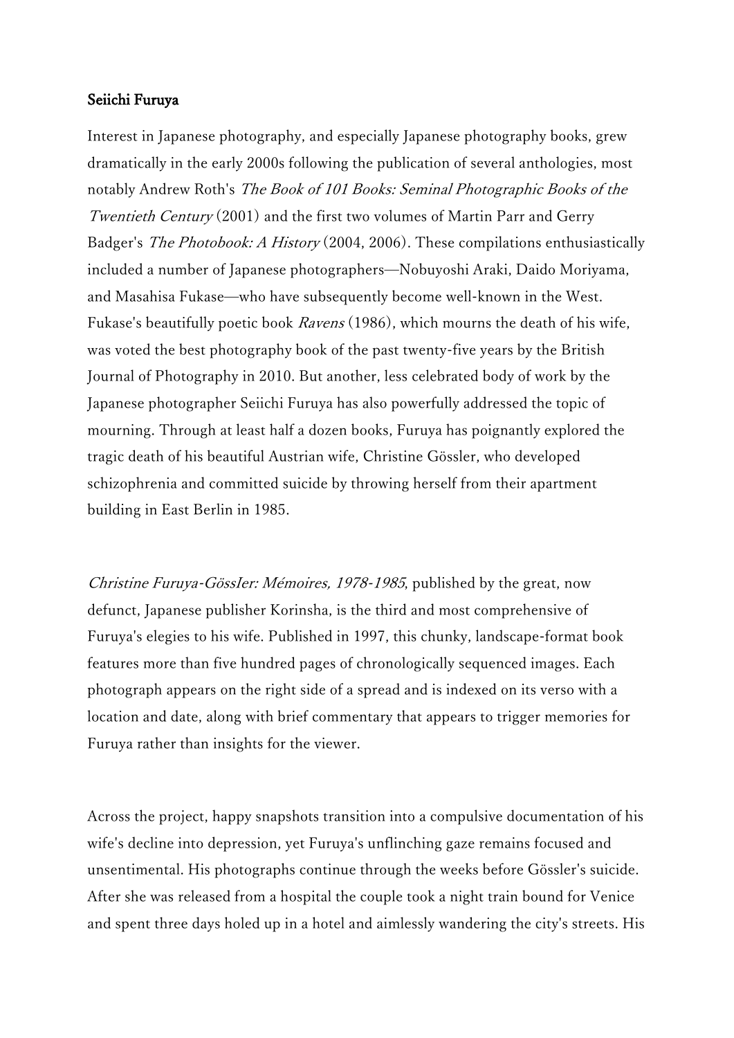**Seiichi Furuya**

Interest in Japanese photography, and especially Japanese photography books, grew dramatically in the early 2000s following the publication of several anthologies, most notably Andrew Roth's *The Book of 101 Books: Seminal Photographic Books of the Twentieth Century* (2001) and the first two volumes of Martin Parr and Gerry Badger's *The Photobook: A History* (2004, 2006). These compilations enthusiastically included a number of Japanese photographers—Nobuyoshi Araki, Daido Moriyama, and Masahisa Fukase—who have subsequently become well-known in the West. Fukase's beautifully poetic book *Ravens* (1986), which mourns the death of his wife, was voted the best photography book of the past twenty-five years by the British Journal of Photography in 2010. But another, less celebrated body of work by the Japanese photographer Seiichi Furuya has also powerfully addressed the topic of mourning. Through at least half a dozen books, Furuya has poignantly explored the tragic death of his beautiful Austrian wife, Christine Gössler, who developed schizophrenia and committed suicide by throwing herself from their apartment building in East Berlin in 1985.

*Christine Furuya-Gössler: Mémoires, 1978-1985*, published by the great, now defunct, Japanese publisher Korinsha, is the third and most comprehensive of Furuya's elegies to his wife. Published in 1997, this chunky, landscape-format book features more than five hundred pages of chronologically sequenced images. Each photograph appears on the right side of a spread and is indexed on its verso with a location and date, along with brief commentary that appears to trigger memories for Furuya rather than insights for the viewer.

Across the project, happy snapshots transition into a compulsive documentation of his wife's decline into depression, yet Furuya's unflinching gaze remains focused and unsentimental. His photographs continue through the weeks before Gössler's suicide. After she was released from a hospital the couple took a night train bound for Venice and spent three days holed up in a hotel and aimlessly wandering the city's streets. His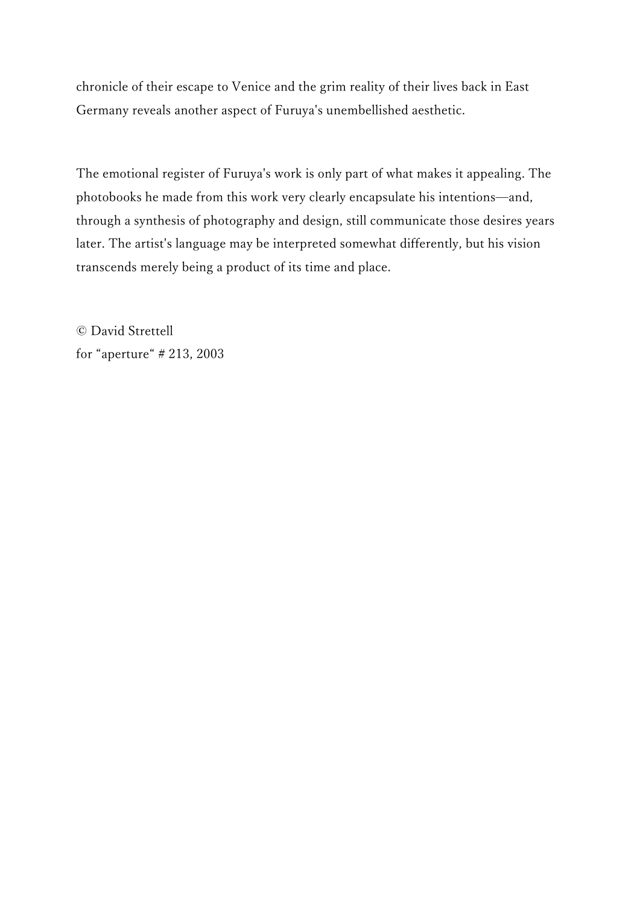chronicle of their escape to Venice and the grim reality of their lives back in East Germany reveals another aspect of Furuya's unembellished aesthetic.

The emotional register of Furuya's work is only part of what makes it appealing. The photobooks he made from this work very clearly encapsulate his intentions—and, through a synthesis of photography and design, still communicate those desires years later. The artist's language may be interpreted somewhat differently, but his vision transcends merely being a product of its time and place.

© David Strettell  
for "aperture" # 213, 2003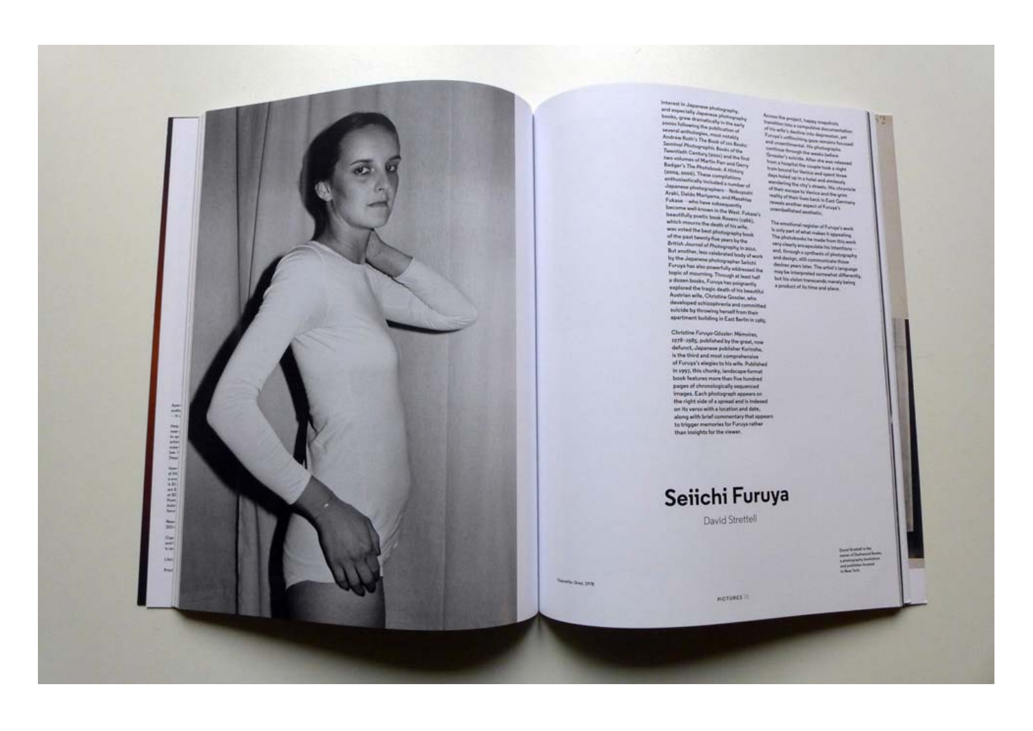Interest in Japanese photography, and especially Japanese photography books, grew dramatically in the early 2000s following the publication of several anthologies, most notably Andrew Roth's *The Book of 101 Books: Seminal Photographic Books of the Twentieth Century* (2001) and the first two volumes of Martin Parr and Gerry Badger's *The Photobook: A History* (2004, 2006). These compilations enthusiastically included a number of Japanese photographers—Nobuyoshi Araki, Daido Moriyama, and Masahisa Fukase—who have subsequently become well-known in the West. Fukase's beautifully poetic book *Ravens* (1986), which mourns the death of his wife, was voted the best photography book of the past twenty-five years by the *British Journal of Photography* in 2010. But another, less celebrated body of work by the Japanese photographer Seiichi Furuya has also powerfully addressed the topic of mourning. Through at least half a dozen books, Furuya has poignantly explored the tragic death of his beautiful Austrian wife, Christine Gössler, who developed schizophrenia and committed suicide by throwing herself from their apartment building in East Berlin in 1985.

*Christine Furuya-Gössler: Mémoires, 1978–1985*, published by the great, now defunct, Japanese publisher Korinsha, is the third and most comprehensive of Furuya's elegies to his wife. Published in 1997, this chunky, landscape-format book features more than five hundred pages of chronologically sequenced images. Each photograph appears on the right side of a spread and is indexed on its verso with a location and date, along with brief commentary that appears to trigger memories for Furuya rather than insights for the viewer.

Across the project, happy snapshots transition into a compulsive documentation of his wife's decline into depression, yet Furuya's unflinching gaze remains focused and unsentimental. His photographs continue through the weeks before Gössler's suicide. After she was released from a hospital the couple took a night train bound for Venice and spent three days holed up in a hotel and aimlessly wandering the city's streets. His chronicle of their escape to Venice and the grim reality of their lives back in East Germany reveals another aspect of Furuya's unembellished aesthetic.

The emotional register of Furuya's work is only part of what makes it appealing. The photobooks he made from this work very clearly encapsulate his intentions and, through a synthesis of photography and design, still communicate those desires years later. The artist's language may be interpreted somewhat differently, but his vision transcends merely being a product of its time and place.

# Seiichi Furuya

David Strettell

Tsenothe, Graz, 1978

David Strettell is the owner of Dashwood Books, a photography bookstore and publisher located in New York.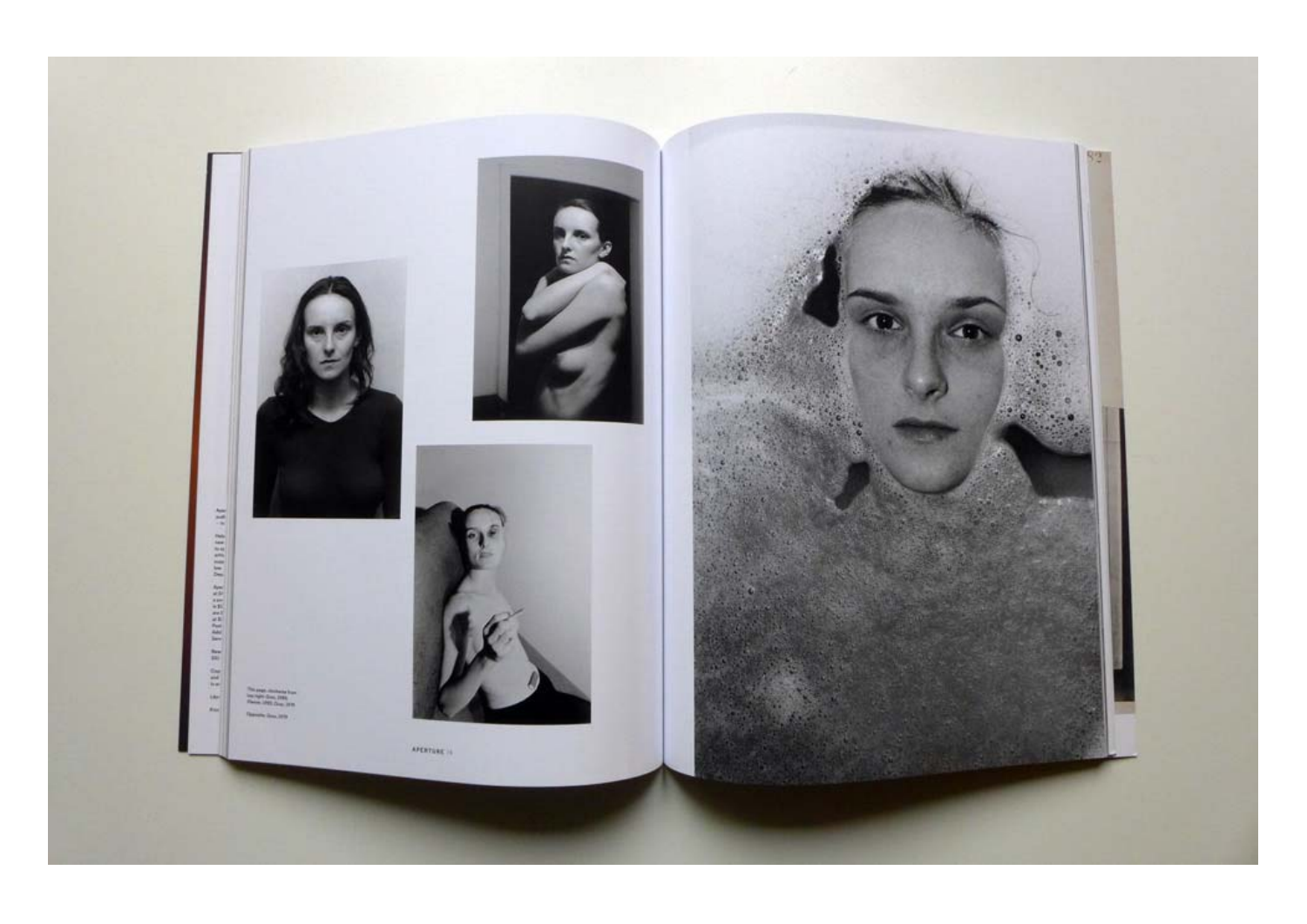This page, clockwise from top right: Zora, 1990; Pleasure, 1990; Zora, 1978

Opposite: Zora, 1978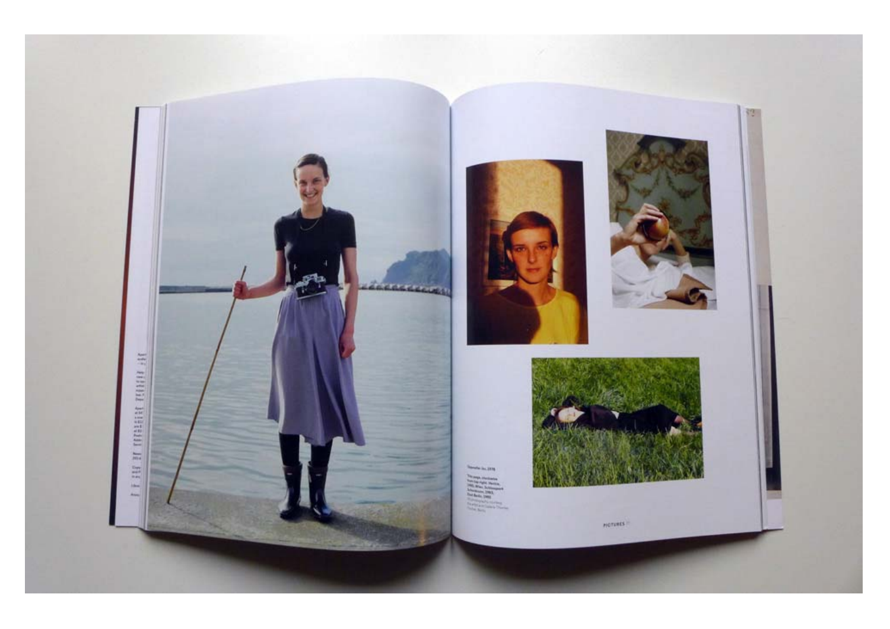This page, clockwise from top right: Berlin, 1983, Wien, Schönbrunn, 1983, Ost Berlin, 1983.

All photographs courtesy the artist and Galerie Thomas Fischer, Berlin

PICTURES